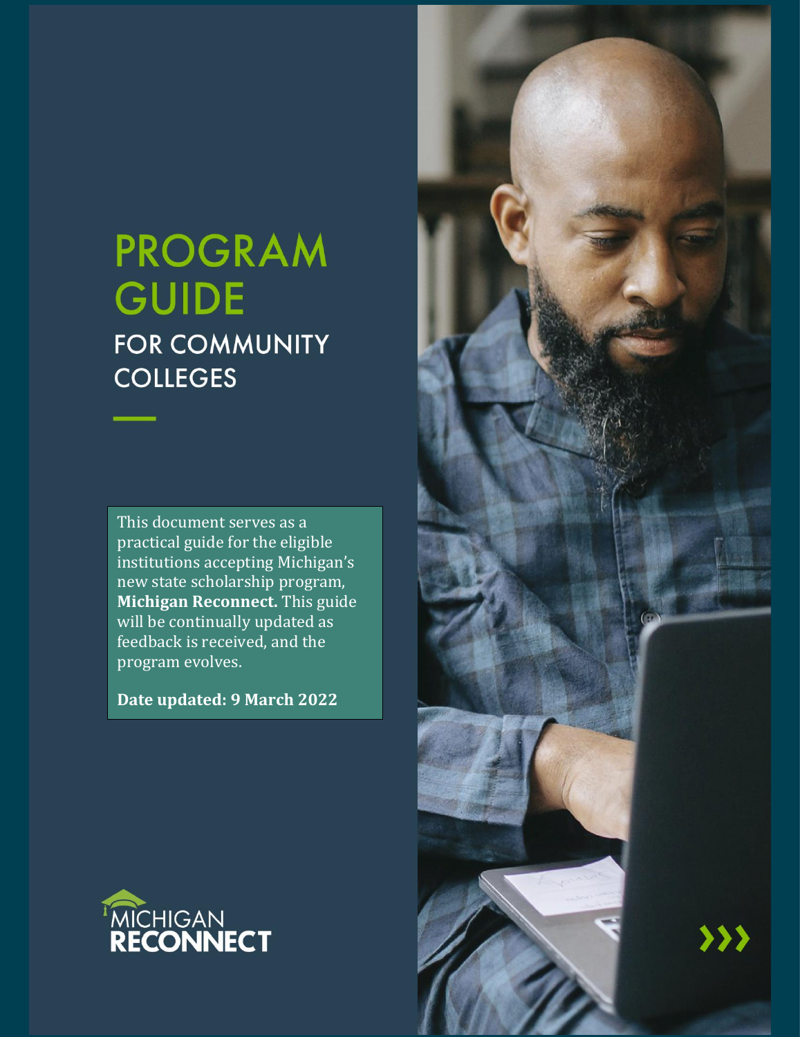# PROGRAM GUIDE

## FOR COMMUNITY COLLEGES

This document serves as a practical guide for the eligible institutions accepting Michigan's new state scholarship program, **Michigan Reconnect.** This guide will be continually updated as feedback is received, and the program evolves.

**Date updated: 9 March 2022**

MICHIGAN RECONNECT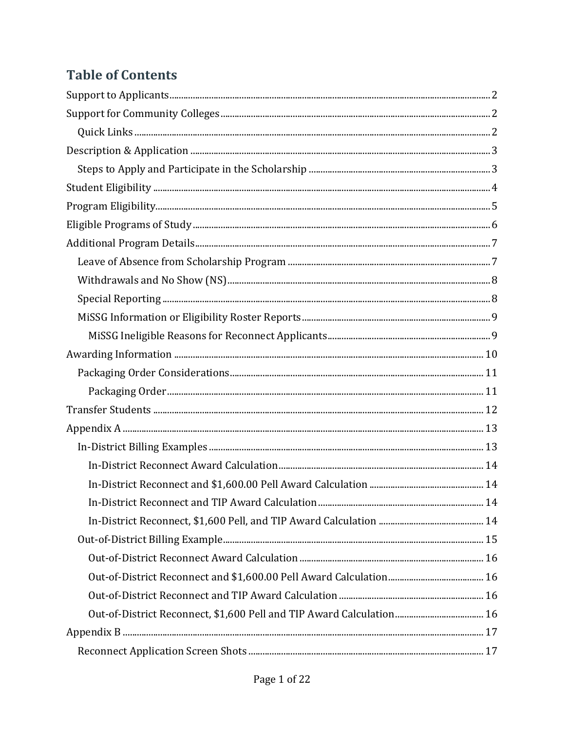## Table of Contents

- Support to Applicants ........ 2
- Support for Community Colleges ........ 2
  - Quick Links ........ 2
- Description & Application ........ 3
  - Steps to Apply and Participate in the Scholarship ........ 3
- Student Eligibility ........ 4
- Program Eligibility ........ 5
- Eligible Programs of Study ........ 6
- Additional Program Details ........ 7
  - Leave of Absence from Scholarship Program ........ 7
  - Withdrawals and No Show (NS) ........ 8
  - Special Reporting ........ 8
  - MiSSG Information or Eligibility Roster Reports ........ 9
    - MiSSG Ineligible Reasons for Reconnect Applicants ........ 9
- Awarding Information ........ 10
  - Packaging Order Considerations ........ 11
    - Packaging Order ........ 11
- Transfer Students ........ 12
- Appendix A ........ 13
  - In-District Billing Examples ........ 13
    - In-District Reconnect Award Calculation ........ 14
    - In-District Reconnect and $1,600.00 Pell Award Calculation ........ 14
    - In-District Reconnect and TIP Award Calculation ........ 14
    - In-District Reconnect, $1,600 Pell, and TIP Award Calculation ........ 14
  - Out-of-District Billing Example ........ 15
    - Out-of-District Reconnect Award Calculation ........ 16
    - Out-of-District Reconnect and $1,600.00 Pell Award Calculation ........ 16
    - Out-of-District Reconnect and TIP Award Calculation ........ 16
    - Out-of-District Reconnect, $1,600 Pell and TIP Award Calculation ........ 16
- Appendix B ........ 17
  - Reconnect Application Screen Shots ........ 17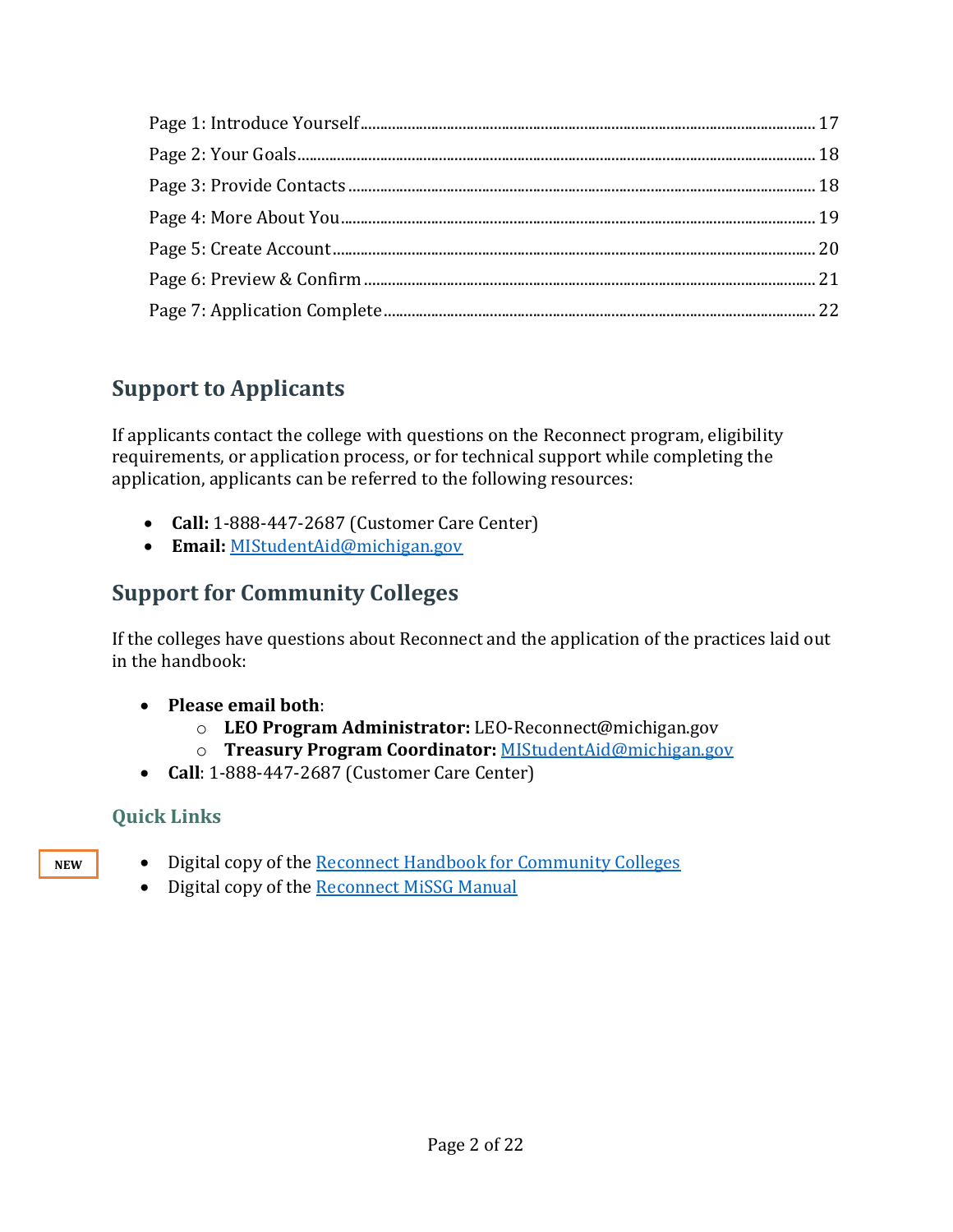- Page 1: Introduce Yourself ... 17
- Page 2: Your Goals ... 18
- Page 3: Provide Contacts ... 18
- Page 4: More About You ... 19
- Page 5: Create Account ... 20
- Page 6: Preview & Confirm ... 21
- Page 7: Application Complete ... 22

## Support to Applicants

If applicants contact the college with questions on the Reconnect program, eligibility requirements, or application process, or for technical support while completing the application, applicants can be referred to the following resources:

- **Call:** 1-888-447-2687 (Customer Care Center)
- **Email:** MIStudentAid@michigan.gov

## Support for Community Colleges

If the colleges have questions about Reconnect and the application of the practices laid out in the handbook:

- **Please email both**:
  - **LEO Program Administrator:** LEO-Reconnect@michigan.gov
  - **Treasury Program Coordinator:** MIStudentAid@michigan.gov
- **Call**: 1-888-447-2687 (Customer Care Center)

### Quick Links

- NEW Digital copy of the Reconnect Handbook for Community Colleges
- Digital copy of the Reconnect MiSSG Manual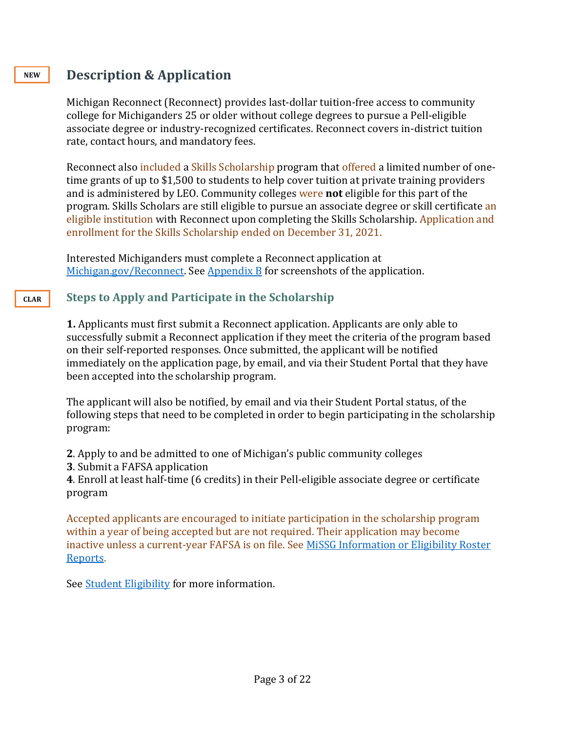NEW

## Description & Application

Michigan Reconnect (Reconnect) provides last-dollar tuition-free access to community college for Michiganders 25 or older without college degrees to pursue a Pell-eligible associate degree or industry-recognized certificates. Reconnect covers in-district tuition rate, contact hours, and mandatory fees.

Reconnect also included a Skills Scholarship program that offered a limited number of one-time grants of up to $1,500 to students to help cover tuition at private training providers and is administered by LEO. Community colleges were **not** eligible for this part of the program. Skills Scholars are still eligible to pursue an associate degree or skill certificate an eligible institution with Reconnect upon completing the Skills Scholarship. Application and enrollment for the Skills Scholarship ended on December 31, 2021.

Interested Michiganders must complete a Reconnect application at [Michigan.gov/Reconnect](Michigan.gov/Reconnect). See [Appendix B](Appendix B) for screenshots of the application.

CLAR

### Steps to Apply and Participate in the Scholarship

**1.** Applicants must first submit a Reconnect application. Applicants are only able to successfully submit a Reconnect application if they meet the criteria of the program based on their self-reported responses. Once submitted, the applicant will be notified immediately on the application page, by email, and via their Student Portal that they have been accepted into the scholarship program.

The applicant will also be notified, by email and via their Student Portal status, of the following steps that need to be completed in order to begin participating in the scholarship program:

**2**. Apply to and be admitted to one of Michigan's public community colleges
**3**. Submit a FAFSA application
**4**. Enroll at least half-time (6 credits) in their Pell-eligible associate degree or certificate program

Accepted applicants are encouraged to initiate participation in the scholarship program within a year of being accepted but are not required. Their application may become inactive unless a current-year FAFSA is on file. See MiSSG Information or Eligibility Roster Reports.

See Student Eligibility for more information.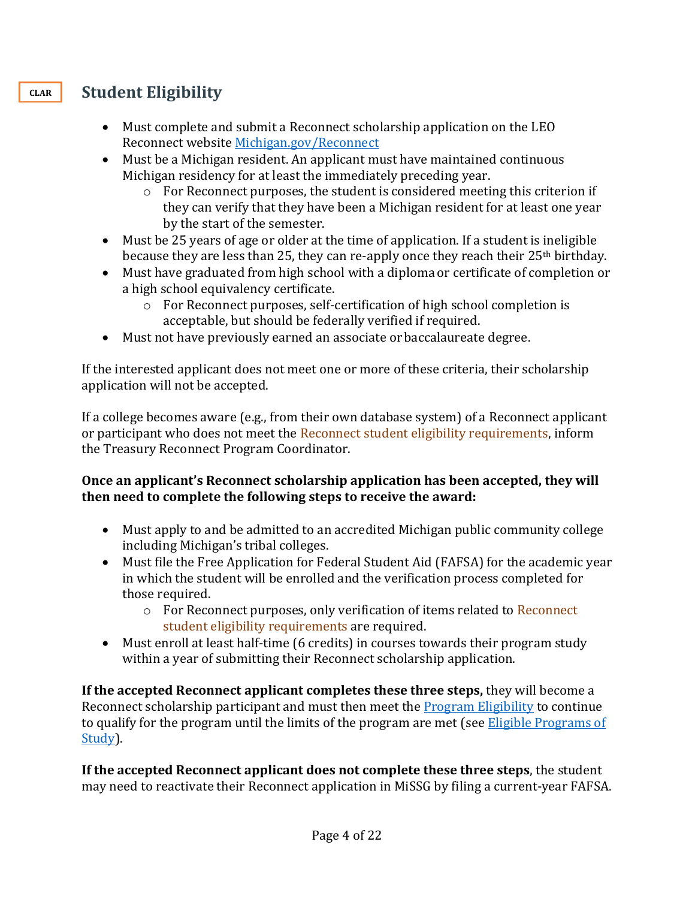CLAR

## Student Eligibility

- Must complete and submit a Reconnect scholarship application on the LEO Reconnect website Michigan.gov/Reconnect
- Must be a Michigan resident. An applicant must have maintained continuous Michigan residency for at least the immediately preceding year.
  - For Reconnect purposes, the student is considered meeting this criterion if they can verify that they have been a Michigan resident for at least one year by the start of the semester.
- Must be 25 years of age or older at the time of application. If a student is ineligible because they are less than 25, they can re-apply once they reach their 25th birthday.
- Must have graduated from high school with a diploma or certificate of completion or a high school equivalency certificate.
  - For Reconnect purposes, self-certification of high school completion is acceptable, but should be federally verified if required.
- Must not have previously earned an associate or baccalaureate degree.

If the interested applicant does not meet one or more of these criteria, their scholarship application will not be accepted.

If a college becomes aware (e.g., from their own database system) of a Reconnect applicant or participant who does not meet the Reconnect student eligibility requirements, inform the Treasury Reconnect Program Coordinator.

**Once an applicant's Reconnect scholarship application has been accepted, they will then need to complete the following steps to receive the award:**

- Must apply to and be admitted to an accredited Michigan public community college including Michigan's tribal colleges.
- Must file the Free Application for Federal Student Aid (FAFSA) for the academic year in which the student will be enrolled and the verification process completed for those required.
  - For Reconnect purposes, only verification of items related to Reconnect student eligibility requirements are required.
- Must enroll at least half-time (6 credits) in courses towards their program study within a year of submitting their Reconnect scholarship application.

**If the accepted Reconnect applicant completes these three steps,** they will become a Reconnect scholarship participant and must then meet the Program Eligibility to continue to qualify for the program until the limits of the program are met (see Eligible Programs of Study).

**If the accepted Reconnect applicant does not complete these three steps**, the student may need to reactivate their Reconnect application in MiSSG by filing a current-year FAFSA.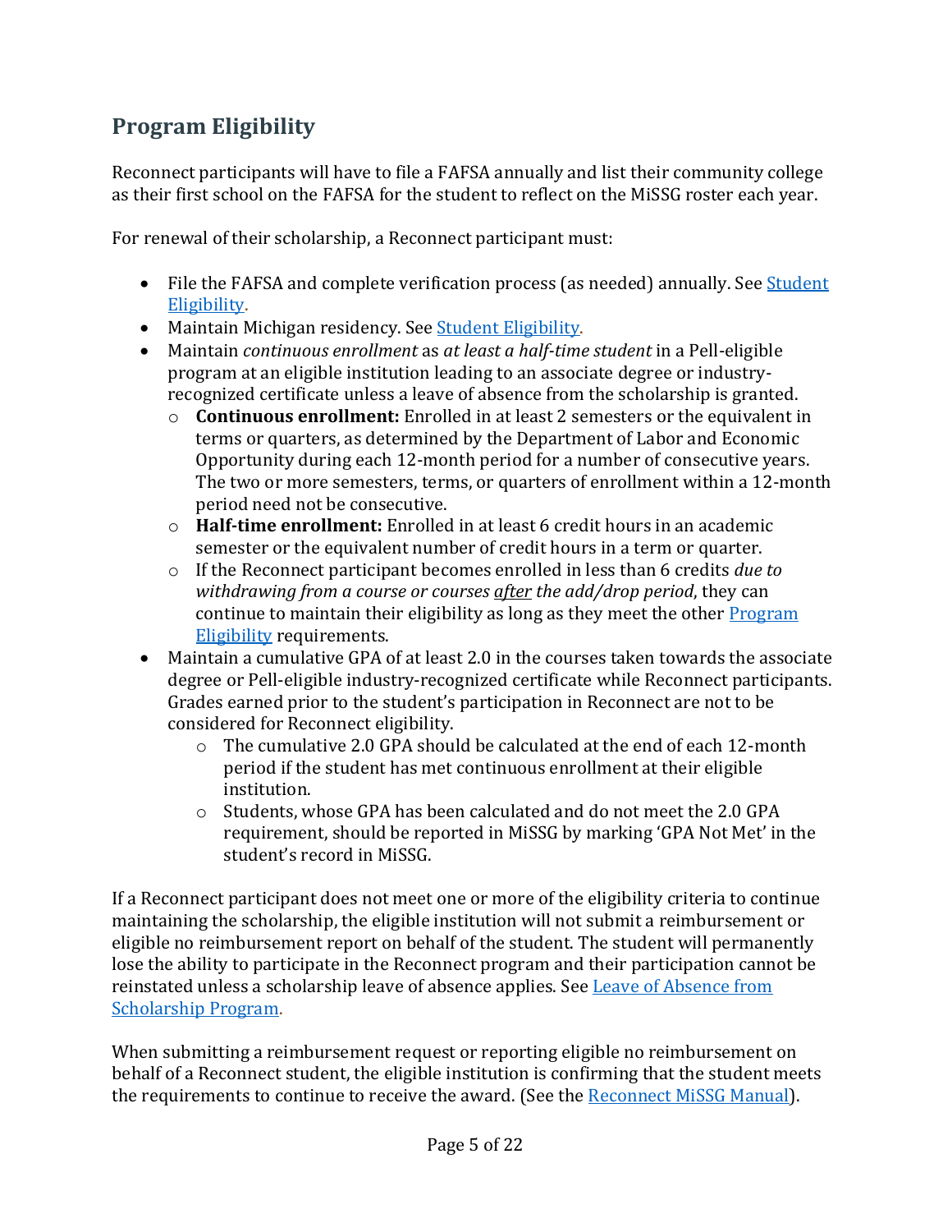## Program Eligibility

Reconnect participants will have to file a FAFSA annually and list their community college as their first school on the FAFSA for the student to reflect on the MiSSG roster each year.

For renewal of their scholarship, a Reconnect participant must:

- File the FAFSA and complete verification process (as needed) annually. See [Student Eligibility](#).
- Maintain Michigan residency. See [Student Eligibility](#).
- Maintain *continuous enrollment* as *at least a half-time student* in a Pell-eligible program at an eligible institution leading to an associate degree or industry-recognized certificate unless a leave of absence from the scholarship is granted.
  - **Continuous enrollment:** Enrolled in at least 2 semesters or the equivalent in terms or quarters, as determined by the Department of Labor and Economic Opportunity during each 12-month period for a number of consecutive years. The two or more semesters, terms, or quarters of enrollment within a 12-month period need not be consecutive.
  - **Half-time enrollment:** Enrolled in at least 6 credit hours in an academic semester or the equivalent number of credit hours in a term or quarter.
  - If the Reconnect participant becomes enrolled in less than 6 credits *due to withdrawing from a course or courses <u>after</u> the add/drop period*, they can continue to maintain their eligibility as long as they meet the other [Program Eligibility](#) requirements.
- Maintain a cumulative GPA of at least 2.0 in the courses taken towards the associate degree or Pell-eligible industry-recognized certificate while Reconnect participants. Grades earned prior to the student's participation in Reconnect are not to be considered for Reconnect eligibility.
  - The cumulative 2.0 GPA should be calculated at the end of each 12-month period if the student has met continuous enrollment at their eligible institution.
  - Students, whose GPA has been calculated and do not meet the 2.0 GPA requirement, should be reported in MiSSG by marking 'GPA Not Met' in the student's record in MiSSG.

If a Reconnect participant does not meet one or more of the eligibility criteria to continue maintaining the scholarship, the eligible institution will not submit a reimbursement or eligible no reimbursement report on behalf of the student. The student will permanently lose the ability to participate in the Reconnect program and their participation cannot be reinstated unless a scholarship leave of absence applies. See [Leave of Absence from Scholarship Program](#).

When submitting a reimbursement request or reporting eligible no reimbursement on behalf of a Reconnect student, the eligible institution is confirming that the student meets the requirements to continue to receive the award. (See the [Reconnect MiSSG Manual](#)).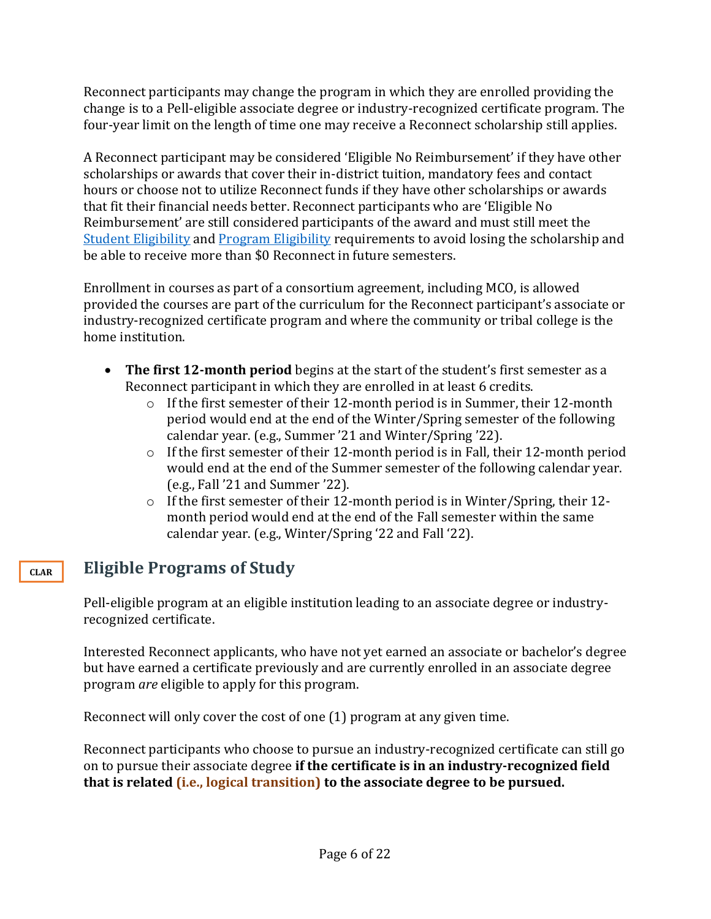Reconnect participants may change the program in which they are enrolled providing the change is to a Pell-eligible associate degree or industry-recognized certificate program. The four-year limit on the length of time one may receive a Reconnect scholarship still applies.

A Reconnect participant may be considered 'Eligible No Reimbursement' if they have other scholarships or awards that cover their in-district tuition, mandatory fees and contact hours or choose not to utilize Reconnect funds if they have other scholarships or awards that fit their financial needs better. Reconnect participants who are 'Eligible No Reimbursement' are still considered participants of the award and must still meet the [Student Eligibility] and [Program Eligibility] requirements to avoid losing the scholarship and be able to receive more than $0 Reconnect in future semesters.

Enrollment in courses as part of a consortium agreement, including MCO, is allowed provided the courses are part of the curriculum for the Reconnect participant's associate or industry-recognized certificate program and where the community or tribal college is the home institution.

- **The first 12-month period** begins at the start of the student's first semester as a Reconnect participant in which they are enrolled in at least 6 credits.
  - If the first semester of their 12-month period is in Summer, their 12-month period would end at the end of the Winter/Spring semester of the following calendar year. (e.g., Summer '21 and Winter/Spring '22).
  - If the first semester of their 12-month period is in Fall, their 12-month period would end at the end of the Summer semester of the following calendar year. (e.g., Fall '21 and Summer '22).
  - If the first semester of their 12-month period is in Winter/Spring, their 12-month period would end at the end of the Fall semester within the same calendar year. (e.g., Winter/Spring '22 and Fall '22).

CLAR

## Eligible Programs of Study

Pell-eligible program at an eligible institution leading to an associate degree or industry-recognized certificate.

Interested Reconnect applicants, who have not yet earned an associate or bachelor's degree but have earned a certificate previously and are currently enrolled in an associate degree program *are* eligible to apply for this program.

Reconnect will only cover the cost of one (1) program at any given time.

Reconnect participants who choose to pursue an industry-recognized certificate can still go on to pursue their associate degree **if the certificate is in an industry-recognized field that is related (i.e., logical transition) to the associate degree to be pursued.**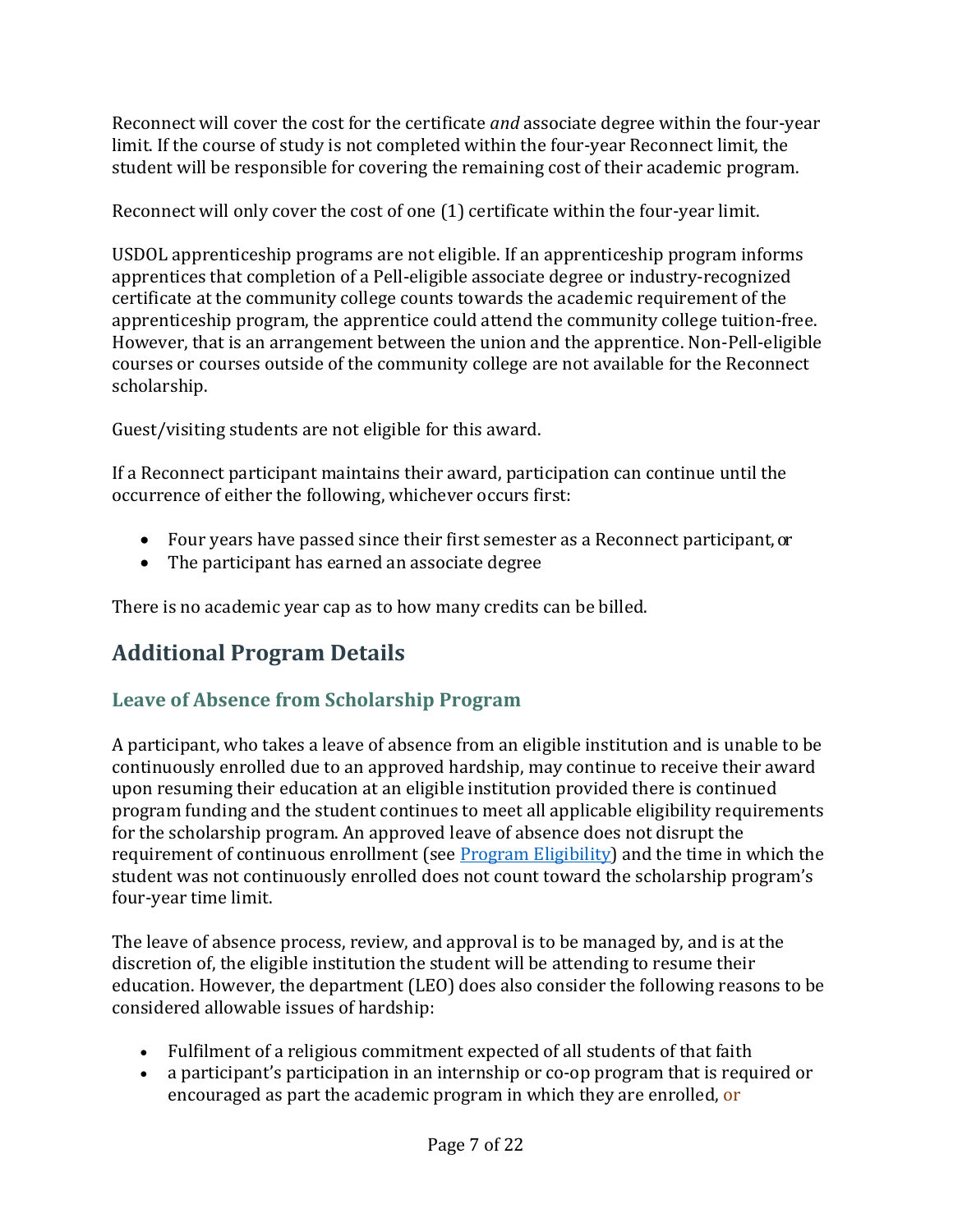Reconnect will cover the cost for the certificate *and* associate degree within the four-year limit. If the course of study is not completed within the four-year Reconnect limit, the student will be responsible for covering the remaining cost of their academic program.

Reconnect will only cover the cost of one (1) certificate within the four-year limit.

USDOL apprenticeship programs are not eligible. If an apprenticeship program informs apprentices that completion of a Pell-eligible associate degree or industry-recognized certificate at the community college counts towards the academic requirement of the apprenticeship program, the apprentice could attend the community college tuition-free. However, that is an arrangement between the union and the apprentice. Non-Pell-eligible courses or courses outside of the community college are not available for the Reconnect scholarship.

Guest/visiting students are not eligible for this award.

If a Reconnect participant maintains their award, participation can continue until the occurrence of either the following, whichever occurs first:

- Four years have passed since their first semester as a Reconnect participant, or
- The participant has earned an associate degree

There is no academic year cap as to how many credits can be billed.

## Additional Program Details

### Leave of Absence from Scholarship Program

A participant, who takes a leave of absence from an eligible institution and is unable to be continuously enrolled due to an approved hardship, may continue to receive their award upon resuming their education at an eligible institution provided there is continued program funding and the student continues to meet all applicable eligibility requirements for the scholarship program. An approved leave of absence does not disrupt the requirement of continuous enrollment (see [Program Eligibility]) and the time in which the student was not continuously enrolled does not count toward the scholarship program's four-year time limit.

The leave of absence process, review, and approval is to be managed by, and is at the discretion of, the eligible institution the student will be attending to resume their education. However, the department (LEO) does also consider the following reasons to be considered allowable issues of hardship:

- Fulfilment of a religious commitment expected of all students of that faith
- a participant's participation in an internship or co-op program that is required or encouraged as part the academic program in which they are enrolled, or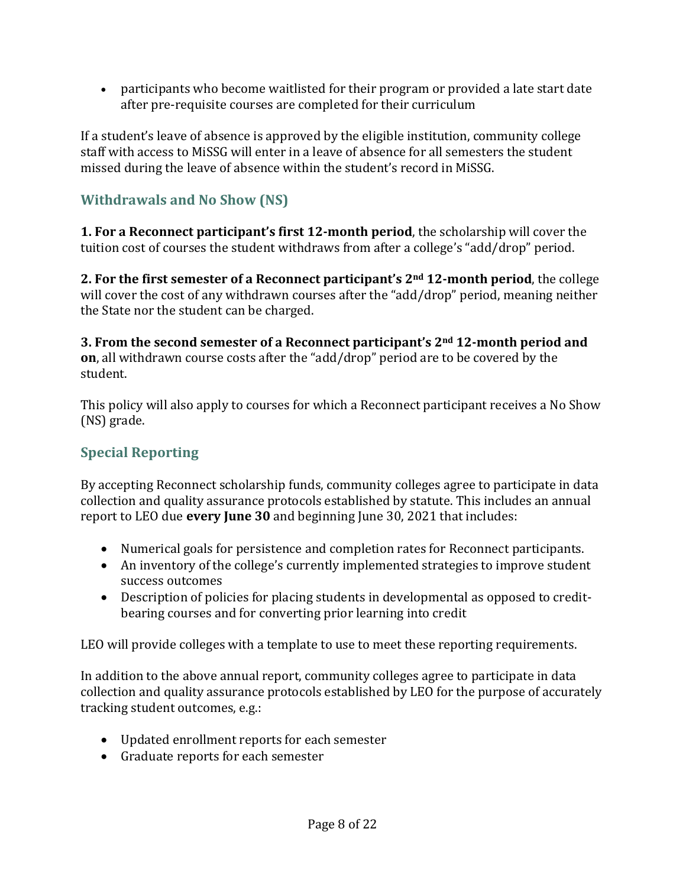- participants who become waitlisted for their program or provided a late start date after pre-requisite courses are completed for their curriculum

If a student's leave of absence is approved by the eligible institution, community college staff with access to MiSSG will enter in a leave of absence for all semesters the student missed during the leave of absence within the student's record in MiSSG.

## Withdrawals and No Show (NS)

**1. For a Reconnect participant's first 12-month period**, the scholarship will cover the tuition cost of courses the student withdraws from after a college's "add/drop" period.

**2. For the first semester of a Reconnect participant's 2nd 12-month period**, the college will cover the cost of any withdrawn courses after the "add/drop" period, meaning neither the State nor the student can be charged.

**3. From the second semester of a Reconnect participant's 2nd 12-month period and on**, all withdrawn course costs after the "add/drop" period are to be covered by the student.

This policy will also apply to courses for which a Reconnect participant receives a No Show (NS) grade.

## Special Reporting

By accepting Reconnect scholarship funds, community colleges agree to participate in data collection and quality assurance protocols established by statute. This includes an annual report to LEO due **every June 30** and beginning June 30, 2021 that includes:

- Numerical goals for persistence and completion rates for Reconnect participants.
- An inventory of the college's currently implemented strategies to improve student success outcomes
- Description of policies for placing students in developmental as opposed to credit-bearing courses and for converting prior learning into credit

LEO will provide colleges with a template to use to meet these reporting requirements.

In addition to the above annual report, community colleges agree to participate in data collection and quality assurance protocols established by LEO for the purpose of accurately tracking student outcomes, e.g.:

- Updated enrollment reports for each semester
- Graduate reports for each semester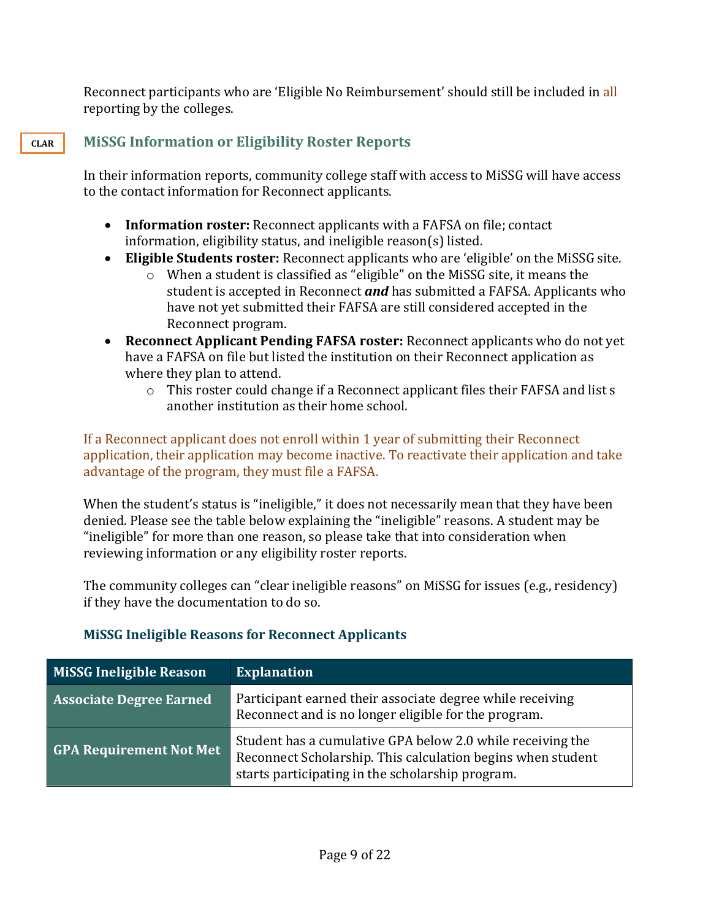Reconnect participants who are 'Eligible No Reimbursement' should still be included in all reporting by the colleges.

CLAR

## MiSSG Information or Eligibility Roster Reports

In their information reports, community college staff with access to MiSSG will have access to the contact information for Reconnect applicants.

- **Information roster:** Reconnect applicants with a FAFSA on file; contact information, eligibility status, and ineligible reason(s) listed.
- **Eligible Students roster:** Reconnect applicants who are 'eligible' on the MiSSG site.
  - When a student is classified as "eligible" on the MiSSG site, it means the student is accepted in Reconnect ***and*** has submitted a FAFSA. Applicants who have not yet submitted their FAFSA are still considered accepted in the Reconnect program.
- **Reconnect Applicant Pending FAFSA roster:** Reconnect applicants who do not yet have a FAFSA on file but listed the institution on their Reconnect application as where they plan to attend.
  - This roster could change if a Reconnect applicant files their FAFSA and list s another institution as their home school.

If a Reconnect applicant does not enroll within 1 year of submitting their Reconnect application, their application may become inactive. To reactivate their application and take advantage of the program, they must file a FAFSA.

When the student's status is "ineligible," it does not necessarily mean that they have been denied. Please see the table below explaining the "ineligible" reasons. A student may be "ineligible" for more than one reason, so please take that into consideration when reviewing information or any eligibility roster reports.

The community colleges can "clear ineligible reasons" on MiSSG for issues (e.g., residency) if they have the documentation to do so.

### MiSSG Ineligible Reasons for Reconnect Applicants

| MiSSG Ineligible Reason | Explanation |
| --- | --- |
| **Associate Degree Earned** | Participant earned their associate degree while receiving Reconnect and is no longer eligible for the program. |
| **GPA Requirement Not Met** | Student has a cumulative GPA below 2.0 while receiving the Reconnect Scholarship. This calculation begins when student starts participating in the scholarship program. |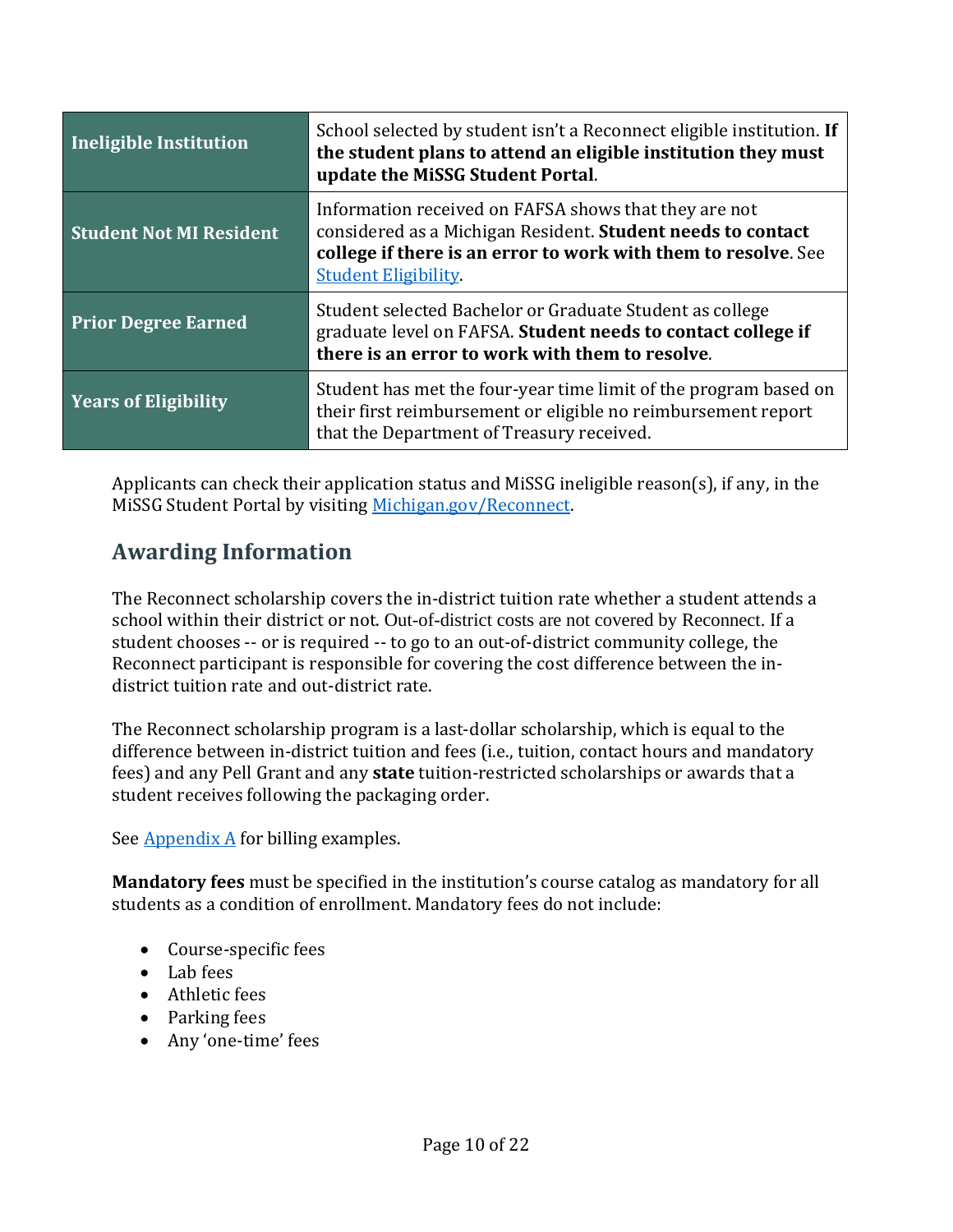| | |
|---|---|
| **Ineligible Institution** | School selected by student isn't a Reconnect eligible institution. **If the student plans to attend an eligible institution they must update the MiSSG Student Portal**. |
| **Student Not MI Resident** | Information received on FAFSA shows that they are not considered as a Michigan Resident. **Student needs to contact college if there is an error to work with them to resolve**. See [Student Eligibility](#). |
| **Prior Degree Earned** | Student selected Bachelor or Graduate Student as college graduate level on FAFSA. **Student needs to contact college if there is an error to work with them to resolve**. |
| **Years of Eligibility** | Student has met the four-year time limit of the program based on their first reimbursement or eligible no reimbursement report that the Department of Treasury received. |

Applicants can check their application status and MiSSG ineligible reason(s), if any, in the MiSSG Student Portal by visiting [Michigan.gov/Reconnect](#).

## Awarding Information

The Reconnect scholarship covers the in-district tuition rate whether a student attends a school within their district or not. Out-of-district costs are not covered by Reconnect. If a student chooses -- or is required -- to go to an out-of-district community college, the Reconnect participant is responsible for covering the cost difference between the in-district tuition rate and out-district rate.

The Reconnect scholarship program is a last-dollar scholarship, which is equal to the difference between in-district tuition and fees (i.e., tuition, contact hours and mandatory fees) and any Pell Grant and any **state** tuition-restricted scholarships or awards that a student receives following the packaging order.

See [Appendix A](#) for billing examples.

**Mandatory fees** must be specified in the institution's course catalog as mandatory for all students as a condition of enrollment. Mandatory fees do not include:

- Course-specific fees
- Lab fees
- Athletic fees
- Parking fees
- Any 'one-time' fees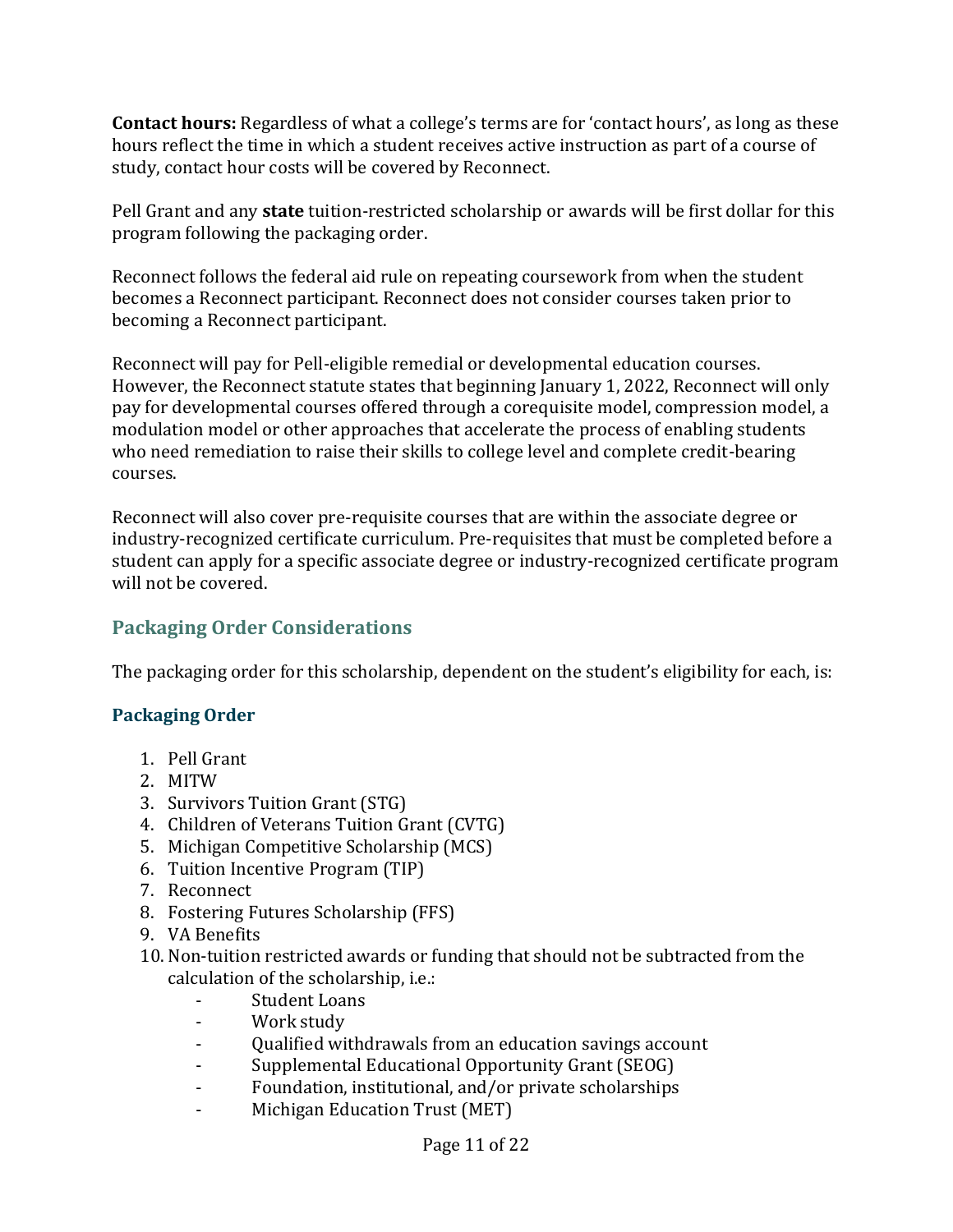**Contact hours:** Regardless of what a college's terms are for 'contact hours', as long as these hours reflect the time in which a student receives active instruction as part of a course of study, contact hour costs will be covered by Reconnect.

Pell Grant and any **state** tuition-restricted scholarship or awards will be first dollar for this program following the packaging order.

Reconnect follows the federal aid rule on repeating coursework from when the student becomes a Reconnect participant. Reconnect does not consider courses taken prior to becoming a Reconnect participant.

Reconnect will pay for Pell-eligible remedial or developmental education courses. However, the Reconnect statute states that beginning January 1, 2022, Reconnect will only pay for developmental courses offered through a corequisite model, compression model, a modulation model or other approaches that accelerate the process of enabling students who need remediation to raise their skills to college level and complete credit-bearing courses.

Reconnect will also cover pre-requisite courses that are within the associate degree or industry-recognized certificate curriculum. Pre-requisites that must be completed before a student can apply for a specific associate degree or industry-recognized certificate program will not be covered.

## Packaging Order Considerations

The packaging order for this scholarship, dependent on the student's eligibility for each, is:

### Packaging Order

1. Pell Grant
2. MITW
3. Survivors Tuition Grant (STG)
4. Children of Veterans Tuition Grant (CVTG)
5. Michigan Competitive Scholarship (MCS)
6. Tuition Incentive Program (TIP)
7. Reconnect
8. Fostering Futures Scholarship (FFS)
9. VA Benefits
10. Non-tuition restricted awards or funding that should not be subtracted from the calculation of the scholarship, i.e.:
    - Student Loans
    - Work study
    - Qualified withdrawals from an education savings account
    - Supplemental Educational Opportunity Grant (SEOG)
    - Foundation, institutional, and/or private scholarships
    - Michigan Education Trust (MET)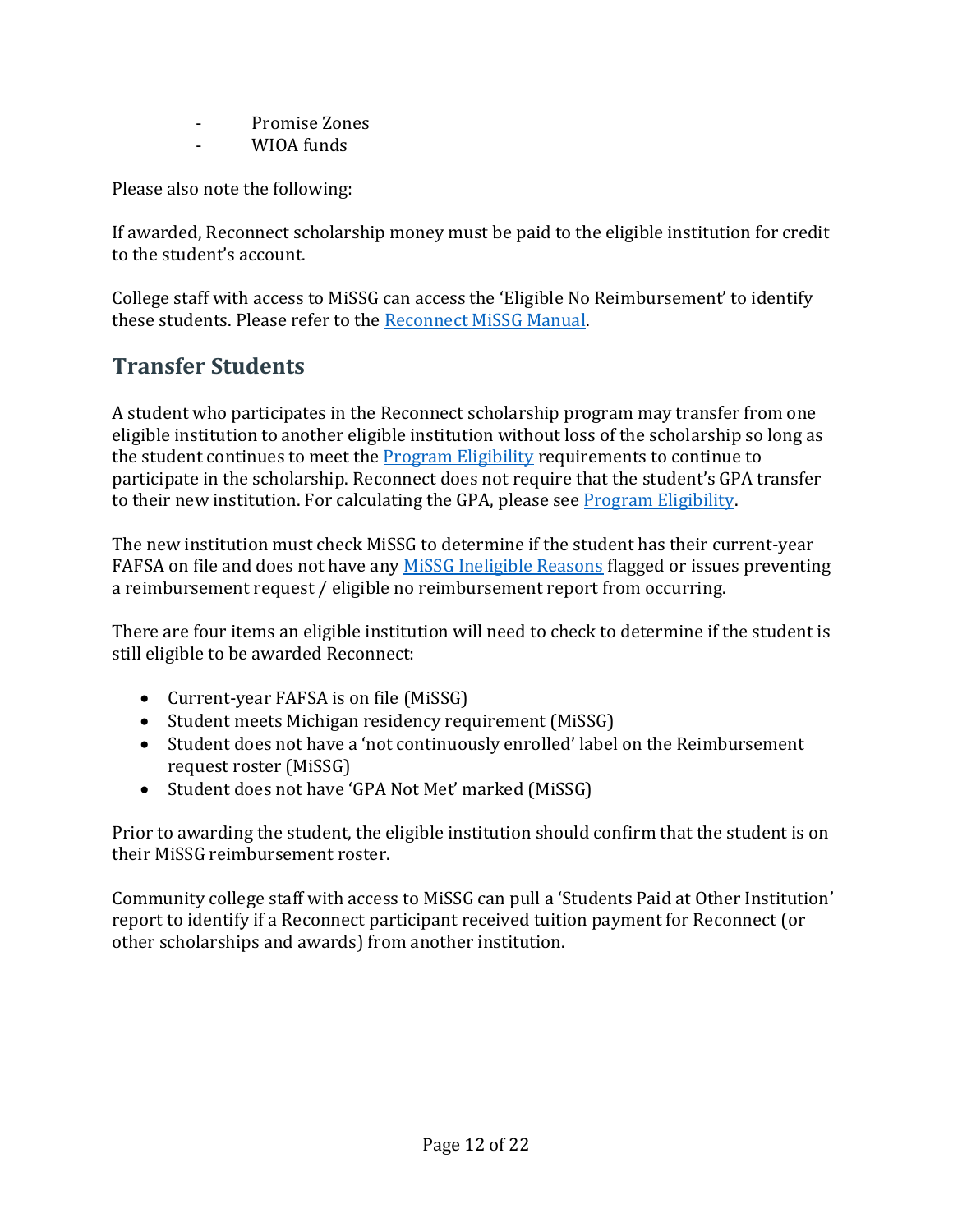- Promise Zones
- WIOA funds

Please also note the following:

If awarded, Reconnect scholarship money must be paid to the eligible institution for credit to the student's account.

College staff with access to MiSSG can access the 'Eligible No Reimbursement' to identify these students. Please refer to the Reconnect MiSSG Manual.

## Transfer Students

A student who participates in the Reconnect scholarship program may transfer from one eligible institution to another eligible institution without loss of the scholarship so long as the student continues to meet the Program Eligibility requirements to continue to participate in the scholarship. Reconnect does not require that the student's GPA transfer to their new institution. For calculating the GPA, please see Program Eligibility.

The new institution must check MiSSG to determine if the student has their current-year FAFSA on file and does not have any MiSSG Ineligible Reasons flagged or issues preventing a reimbursement request / eligible no reimbursement report from occurring.

There are four items an eligible institution will need to check to determine if the student is still eligible to be awarded Reconnect:

- Current-year FAFSA is on file (MiSSG)
- Student meets Michigan residency requirement (MiSSG)
- Student does not have a 'not continuously enrolled' label on the Reimbursement request roster (MiSSG)
- Student does not have 'GPA Not Met' marked (MiSSG)

Prior to awarding the student, the eligible institution should confirm that the student is on their MiSSG reimbursement roster.

Community college staff with access to MiSSG can pull a 'Students Paid at Other Institution' report to identify if a Reconnect participant received tuition payment for Reconnect (or other scholarships and awards) from another institution.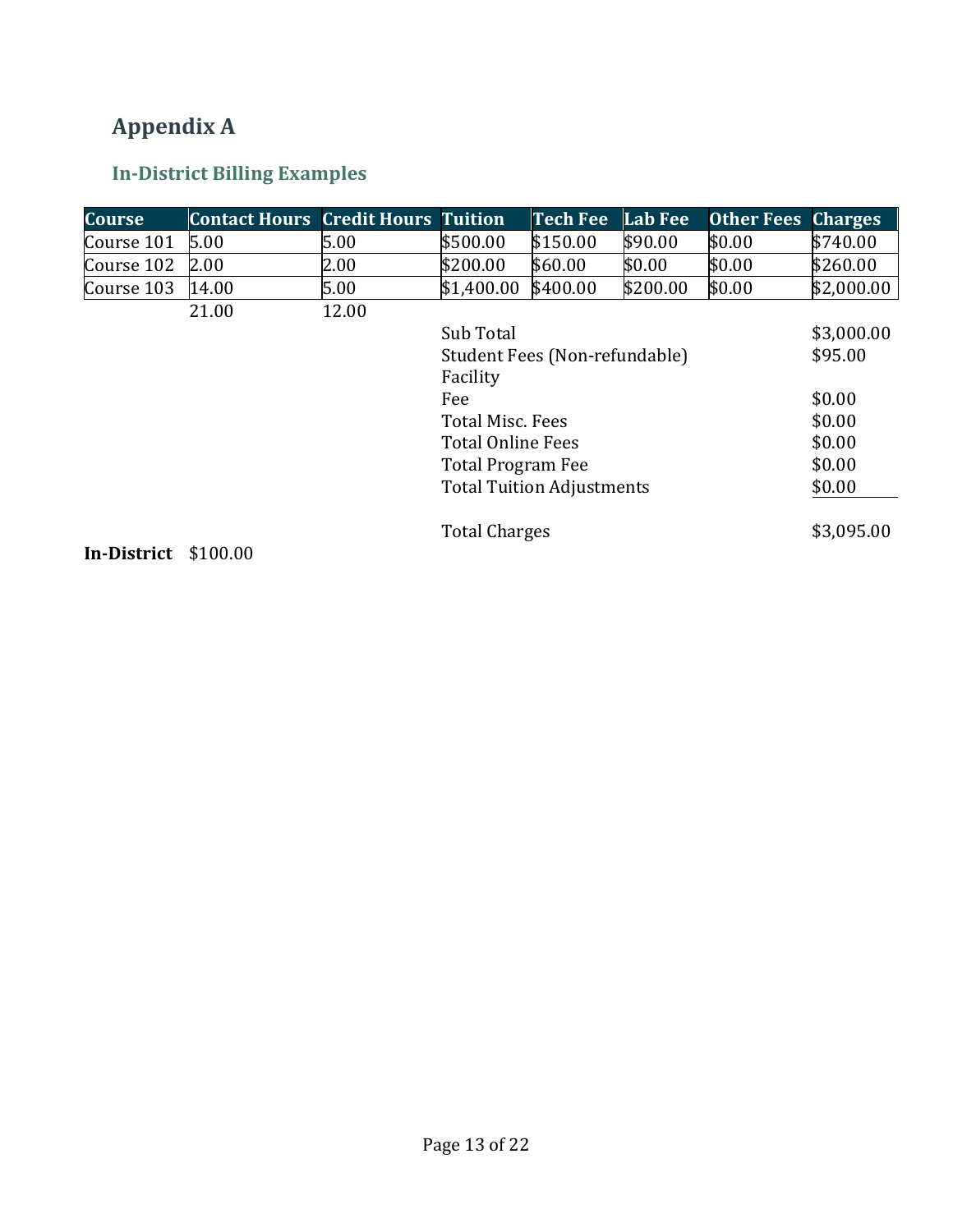# Appendix A

## In-District Billing Examples

| Course | Contact Hours | Credit Hours | Tuition | Tech Fee | Lab Fee | Other Fees | Charges |
|---|---|---|---|---|---|---|---|
| Course 101 | 5.00 | 5.00 | $500.00 | $150.00 | $90.00 | $0.00 | $740.00 |
| Course 102 | 2.00 | 2.00 | $200.00 | $60.00 | $0.00 | $0.00 | $260.00 |
| Course 103 | 14.00 | 5.00 | $1,400.00 | $400.00 | $200.00 | $0.00 | $2,000.00 |
| | 21.00 | 12.00 | | | | | |
| | | | Sub Total | | | | $3,000.00 |
| | | | Student Fees (Non-refundable) | | | | $95.00 |
| | | | Facility Fee | | | | $0.00 |
| | | | Total Misc. Fees | | | | $0.00 |
| | | | Total Online Fees | | | | $0.00 |
| | | | Total Program Fee | | | | $0.00 |
| | | | Total Tuition Adjustments | | | | $0.00 |
| | | | Total Charges | | | | $3,095.00 |

**In-District** $100.00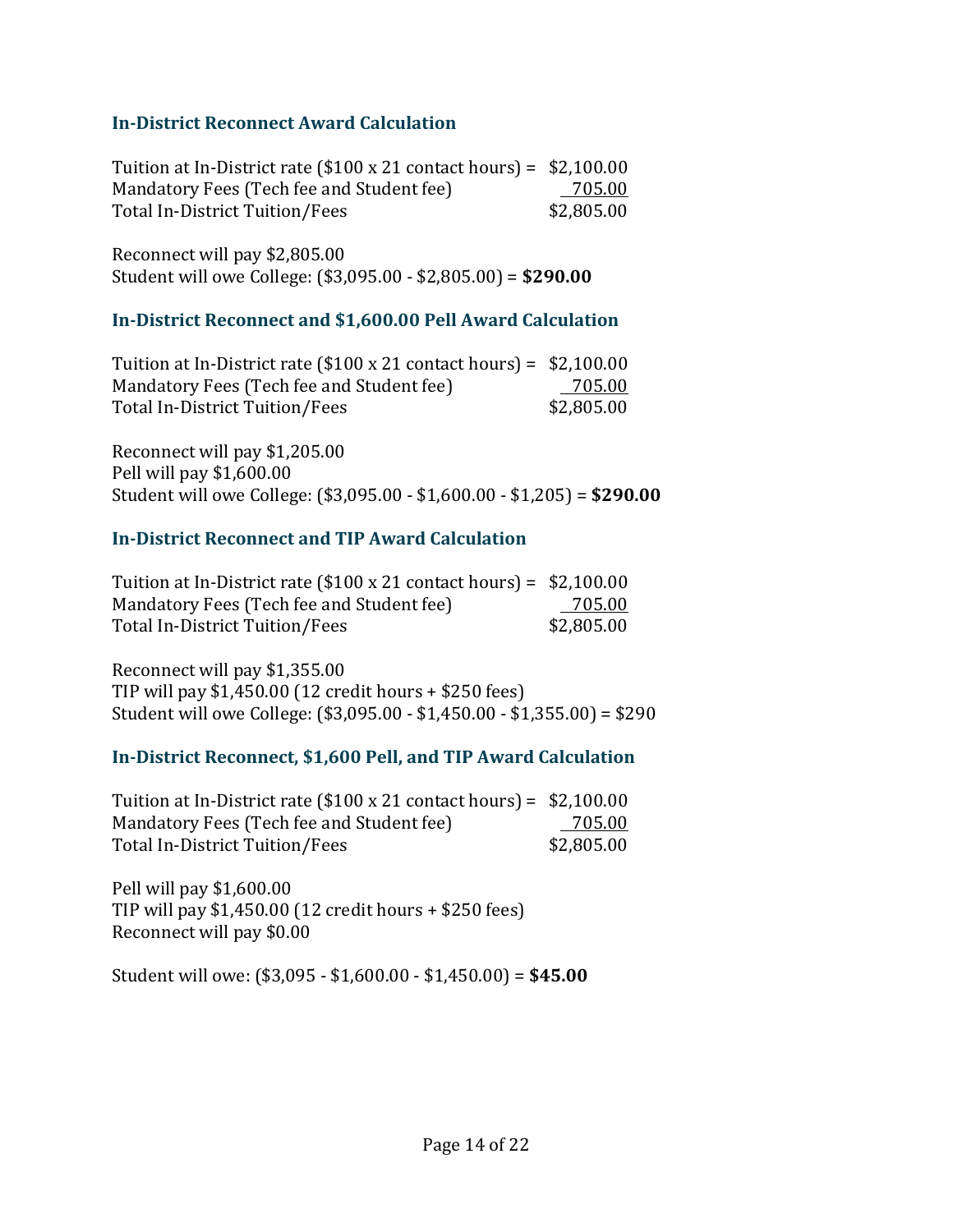### In-District Reconnect Award Calculation

| | |
|---|---|
| Tuition at In-District rate ($100 x 21 contact hours) = | $2,100.00 |
| Mandatory Fees (Tech fee and Student fee) | 705.00 |
| Total In-District Tuition/Fees | $2,805.00 |

Reconnect will pay $2,805.00
Student will owe College: ($3,095.00 - $2,805.00) = **$290.00**

### In-District Reconnect and $1,600.00 Pell Award Calculation

| | |
|---|---|
| Tuition at In-District rate ($100 x 21 contact hours) = | $2,100.00 |
| Mandatory Fees (Tech fee and Student fee) | 705.00 |
| Total In-District Tuition/Fees | $2,805.00 |

Reconnect will pay $1,205.00
Pell will pay $1,600.00
Student will owe College: ($3,095.00 - $1,600.00 - $1,205) = **$290.00**

### In-District Reconnect and TIP Award Calculation

| | |
|---|---|
| Tuition at In-District rate ($100 x 21 contact hours) = | $2,100.00 |
| Mandatory Fees (Tech fee and Student fee) | 705.00 |
| Total In-District Tuition/Fees | $2,805.00 |

Reconnect will pay $1,355.00
TIP will pay $1,450.00 (12 credit hours + $250 fees)
Student will owe College: ($3,095.00 - $1,450.00 - $1,355.00) = $290

### In-District Reconnect, $1,600 Pell, and TIP Award Calculation

| | |
|---|---|
| Tuition at In-District rate ($100 x 21 contact hours) = | $2,100.00 |
| Mandatory Fees (Tech fee and Student fee) | 705.00 |
| Total In-District Tuition/Fees | $2,805.00 |

Pell will pay $1,600.00
TIP will pay $1,450.00 (12 credit hours + $250 fees)
Reconnect will pay $0.00

Student will owe: ($3,095 - $1,600.00 - $1,450.00) = **$45.00**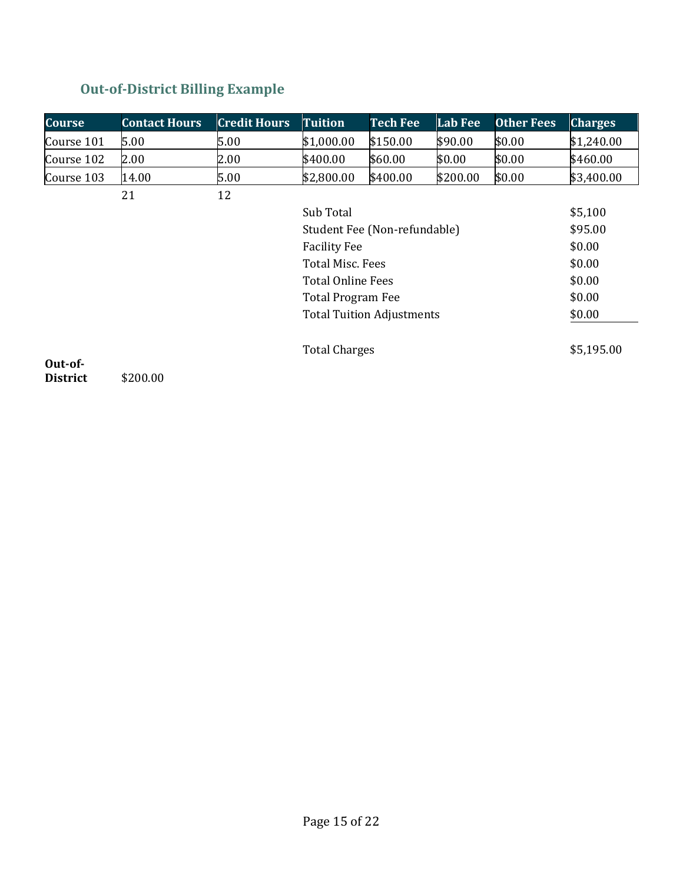## Out-of-District Billing Example

| Course | Contact Hours | Credit Hours | Tuition | Tech Fee | Lab Fee | Other Fees | Charges |
|---|---|---|---|---|---|---|---|
| Course 101 | 5.00 | 5.00 | $1,000.00 | $150.00 | $90.00 | $0.00 | $1,240.00 |
| Course 102 | 2.00 | 2.00 | $400.00 | $60.00 | $0.00 | $0.00 | $460.00 |
| Course 103 | 14.00 | 5.00 | $2,800.00 | $400.00 | $200.00 | $0.00 | $3,400.00 |
| | 21 | 12 | | | | | |
| | | | Sub Total | | | | $5,100 |
| | | | Student Fee (Non-refundable) | | | | $95.00 |
| | | | Facility Fee | | | | $0.00 |
| | | | Total Misc. Fees | | | | $0.00 |
| | | | Total Online Fees | | | | $0.00 |
| | | | Total Program Fee | | | | $0.00 |
| | | | Total Tuition Adjustments | | | | $0.00 |
| | | | Total Charges | | | | $5,195.00 |
| **Out-of-District** | $200.00 | | | | | | |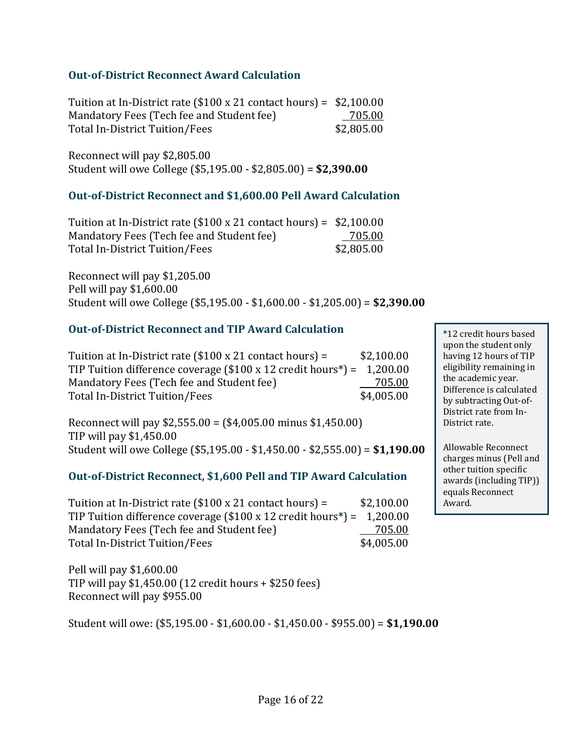### Out-of-District Reconnect Award Calculation

| | |
|---|---|
| Tuition at In-District rate ($100 x 21 contact hours) = | $2,100.00 |
| Mandatory Fees (Tech fee and Student fee) | 705.00 |
| Total In-District Tuition/Fees | $2,805.00 |

Reconnect will pay $2,805.00
Student will owe College ($5,195.00 - $2,805.00) = **$2,390.00**

### Out-of-District Reconnect and $1,600.00 Pell Award Calculation

| | |
|---|---|
| Tuition at In-District rate ($100 x 21 contact hours) = | $2,100.00 |
| Mandatory Fees (Tech fee and Student fee) | 705.00 |
| Total In-District Tuition/Fees | $2,805.00 |

Reconnect will pay $1,205.00
Pell will pay $1,600.00
Student will owe College ($5,195.00 - $1,600.00 - $1,205.00) = **$2,390.00**

### Out-of-District Reconnect and TIP Award Calculation

| | |
|---|---|
| Tuition at In-District rate ($100 x 21 contact hours) = | $2,100.00 |
| TIP Tuition difference coverage ($100 x 12 credit hours*) = | 1,200.00 |
| Mandatory Fees (Tech fee and Student fee) | 705.00 |
| Total In-District Tuition/Fees | $4,005.00 |

Reconnect will pay $2,555.00 = ($4,005.00 minus $1,450.00)
TIP will pay $1,450.00
Student will owe College ($5,195.00 - $1,450.00 - $2,555.00) = **$1,190.00**

> *12 credit hours based upon the student only having 12 hours of TIP eligibility remaining in the academic year. Difference is calculated by subtracting Out-of-District rate from In-District rate.
>
> Allowable Reconnect charges minus (Pell and other tuition specific awards (including TIP)) equals Reconnect Award.

### Out-of-District Reconnect, $1,600 Pell and TIP Award Calculation

| | |
|---|---|
| Tuition at In-District rate ($100 x 21 contact hours) = | $2,100.00 |
| TIP Tuition difference coverage ($100 x 12 credit hours*) = | 1,200.00 |
| Mandatory Fees (Tech fee and Student fee) | 705.00 |
| Total In-District Tuition/Fees | $4,005.00 |

Pell will pay $1,600.00
TIP will pay $1,450.00 (12 credit hours + $250 fees)
Reconnect will pay $955.00

Student will owe: ($5,195.00 - $1,600.00 - $1,450.00 - $955.00) = **$1,190.00**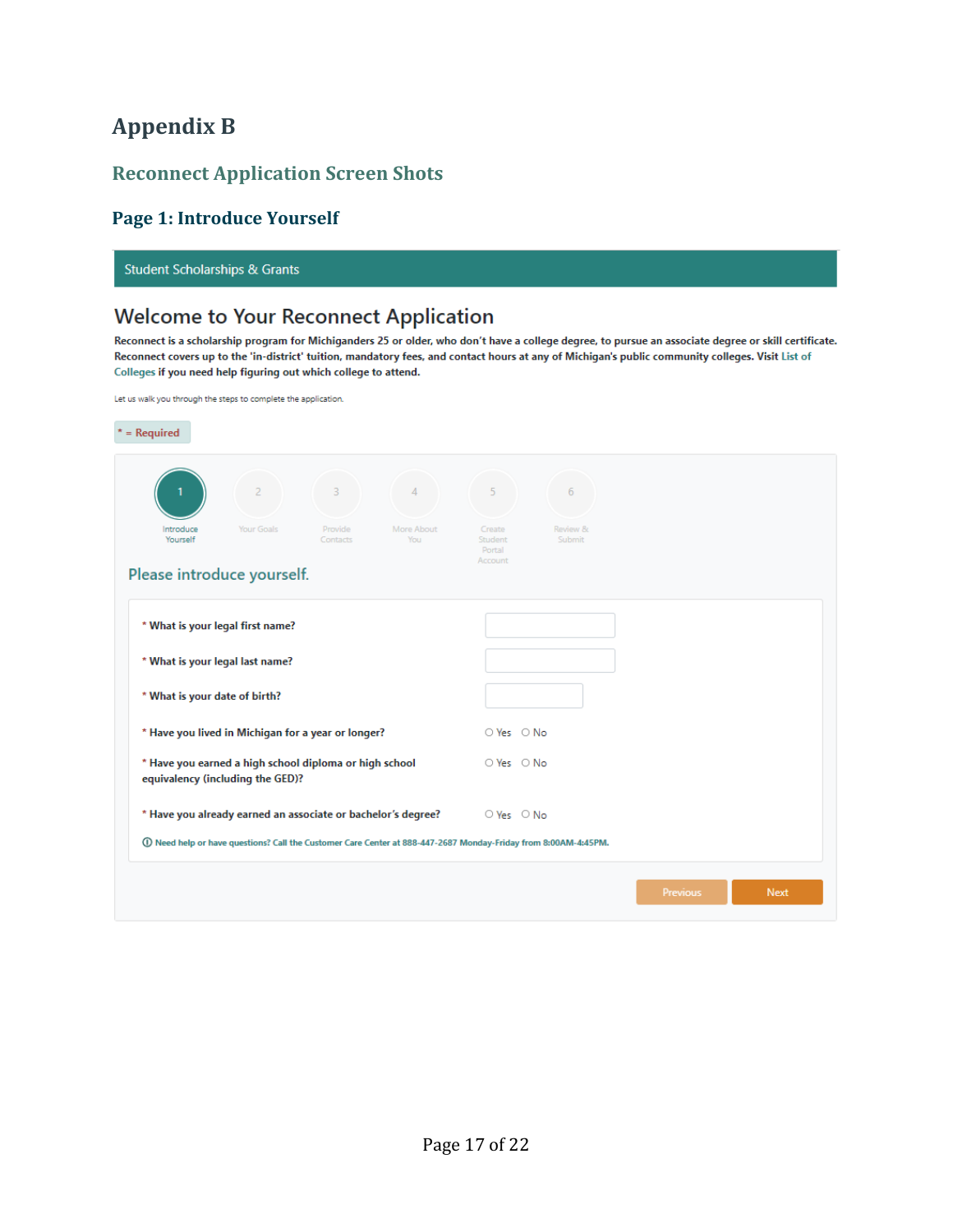# Appendix B

## Reconnect Application Screen Shots

### Page 1: Introduce Yourself

Student Scholarships & Grants

## Welcome to Your Reconnect Application

**Reconnect is a scholarship program for Michiganders 25 or older, who don't have a college degree, to pursue an associate degree or skill certificate. Reconnect covers up to the 'in-district' tuition, mandatory fees, and contact hours at any of Michigan's public community colleges. Visit List of Colleges if you need help figuring out which college to attend.**

Let us walk you through the steps to complete the application.

* = Required

1 Introduce Yourself | 2 Your Goals | 3 Provide Contacts | 4 More About You | 5 Create Student Portal Account | 6 Review & Submit

Please introduce yourself.

* **What is your legal first name?**
* **What is your legal last name?**
* **What is your date of birth?**
* **Have you lived in Michigan for a year or longer?** ○ Yes ○ No
* **Have you earned a high school diploma or high school equivalency (including the GED)?** ○ Yes ○ No
* **Have you already earned an associate or bachelor's degree?** ○ Yes ○ No

ⓘ Need help or have questions? Call the Customer Care Center at 888-447-2687 Monday-Friday from 8:00AM-4:45PM.

Previous | Next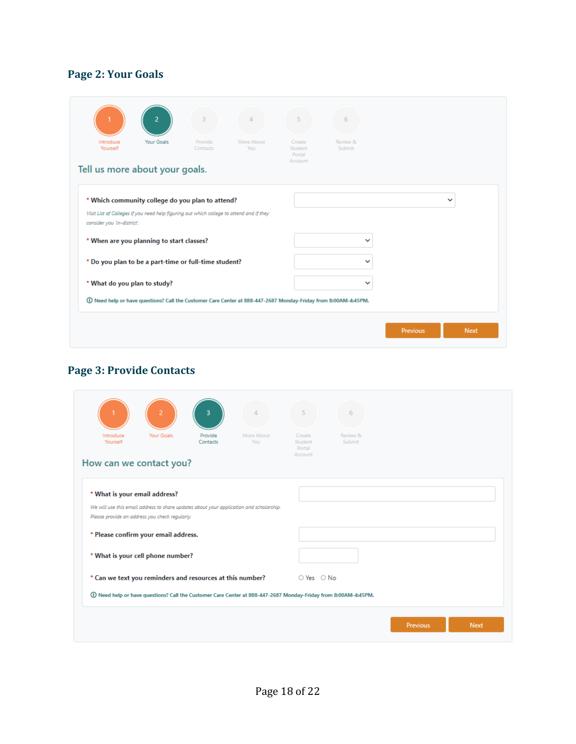## Page 2: Your Goals

1 Introduce Yourself
2 Your Goals
3 Provide Contacts
4 More About You
5 Create Student Portal Account
6 Review & Submit

Tell us more about your goals.

\* **Which community college do you plan to attend?**

*Visit List of Colleges if you need help figuring out which college to attend and if they consider you 'in-district'.*

\* **When are you planning to start classes?**

\* **Do you plan to be a part-time or full-time student?**

\* **What do you plan to study?**

ⓘ **Need help or have questions? Call the Customer Care Center at 888-447-2687 Monday-Friday from 8:00AM-4:45PM.**

Previous Next

## Page 3: Provide Contacts

1 Introduce Yourself
2 Your Goals
3 Provide Contacts
4 More About You
5 Create Student Portal Account
6 Review & Submit

How can we contact you?

\* **What is your email address?**

*We will use this email address to share updates about your application and scholarship. Please provide an address you check regularly.*

\* **Please confirm your email address.**

\* **What is your cell phone number?**

\* **Can we text you reminders and resources at this number?** ○ Yes ○ No

ⓘ **Need help or have questions? Call the Customer Care Center at 888-447-2687 Monday-Friday from 8:00AM-4:45PM.**

Previous Next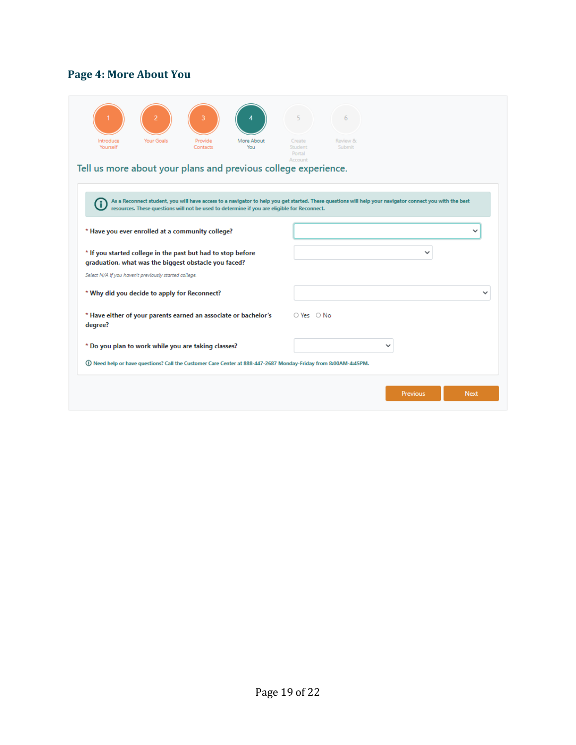## Page 4: More About You

1 Introduce Yourself | 2 Your Goals | 3 Provide Contacts | 4 More About You | 5 Create Student Portal Account | 6 Review & Submit

Tell us more about your plans and previous college experience.

As a Reconnect student, you will have access to a navigator to help you get started. These questions will help your navigator connect you with the best resources. These questions will not be used to determine if you are eligible for Reconnect.

* **Have you ever enrolled at a community college?**

* **If you started college in the past but had to stop before graduation, what was the biggest obstacle you faced?**

*Select N/A if you haven't previously started college.*

* **Why did you decide to apply for Reconnect?**

* **Have either of your parents earned an associate or bachelor's degree?** ○ Yes ○ No

* **Do you plan to work while you are taking classes?**

Need help or have questions? Call the Customer Care Center at 888-447-2687 Monday-Friday from 8:00AM-4:45PM.

Previous | Next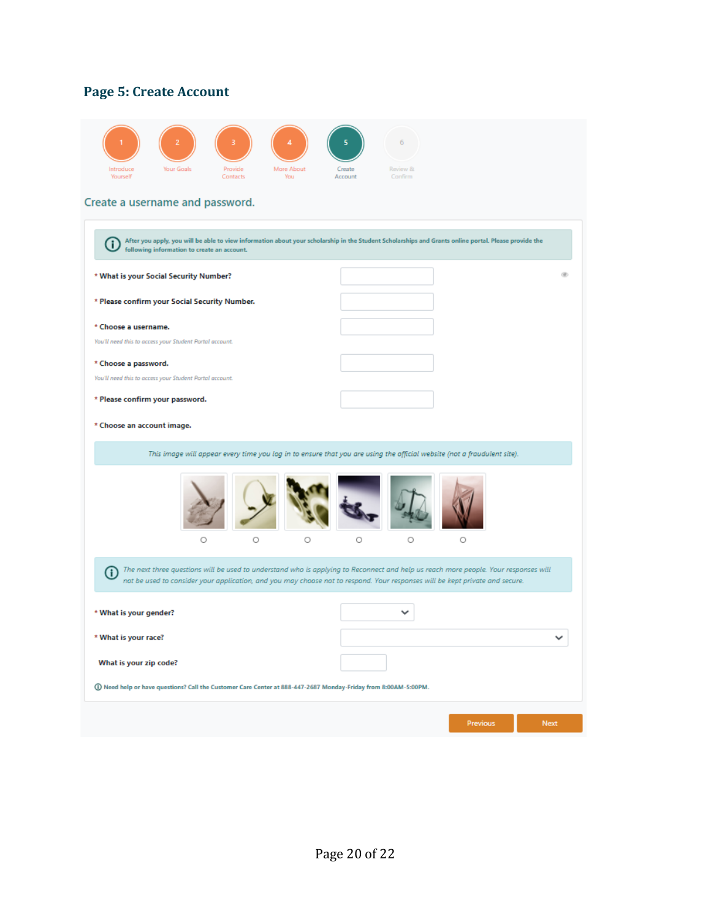## Page 5: Create Account

1 Introduce Yourself | 2 Your Goals | 3 Provide Contacts | 4 More About You | 5 Create Account | 6 Review & Confirm

Create a username and password.

After you apply, you will be able to view information about your scholarship in the Student Scholarships and Grants online portal. Please provide the following information to create an account.

* What is your Social Security Number?

* Please confirm your Social Security Number.

* Choose a username.

*You'll need this to access your Student Portal account.*

* Choose a password.

*You'll need this to access your Student Portal account.*

* Please confirm your password.

* Choose an account image.

*This image will appear every time you log in to ensure that you are using the official website (not a fraudulent site).*

*The next three questions will be used to understand who is applying to Reconnect and help us reach more people. Your responses will not be used to consider your application, and you may choose not to respond. Your responses will be kept private and secure.*

* What is your gender?

* What is your race?

What is your zip code?

Need help or have questions? Call the Customer Care Center at 888-447-2687 Monday-Friday from 8:00AM-5:00PM.

Previous | Next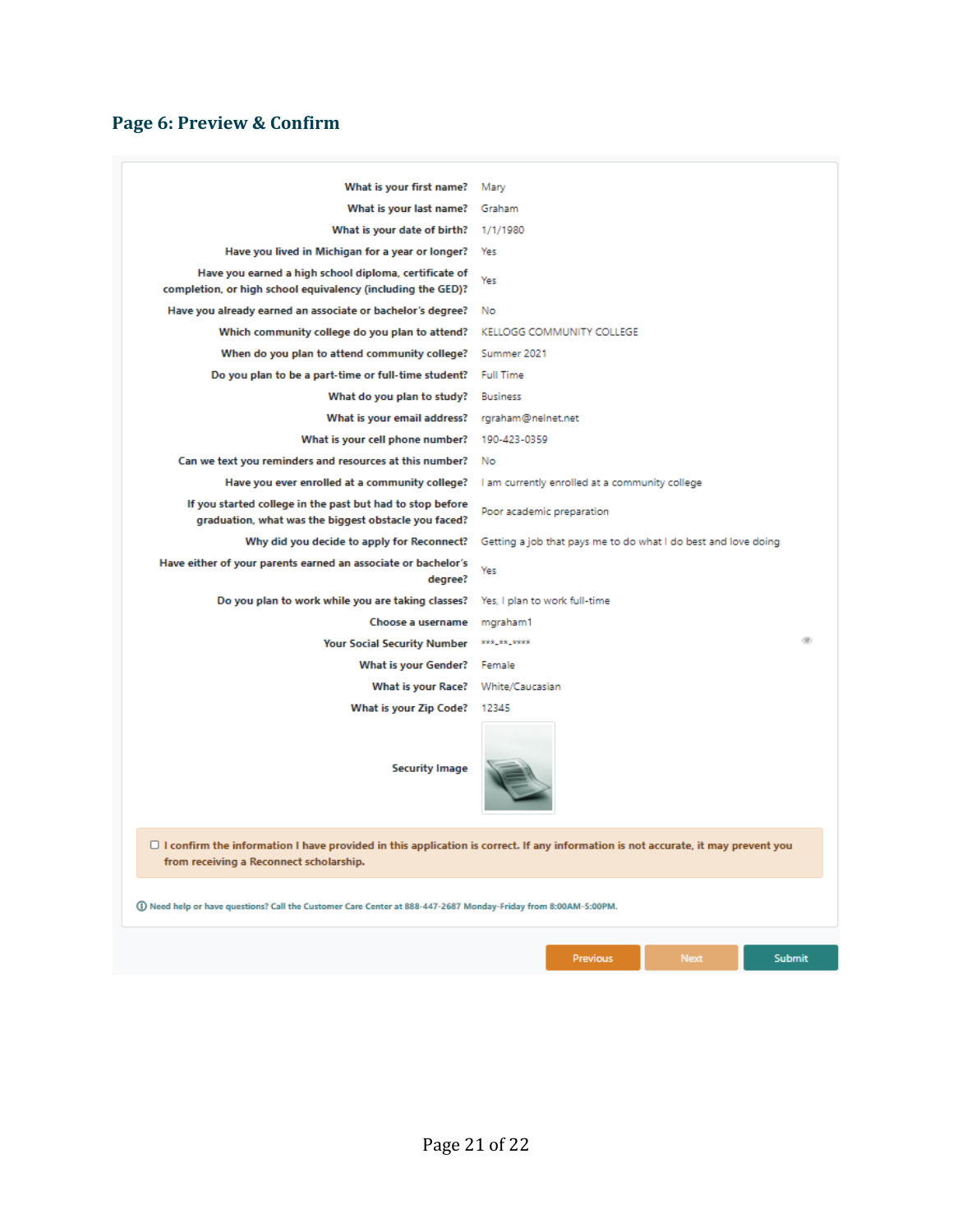## Page 6: Preview & Confirm

| | |
|---|---|
| What is your first name? | Mary |
| What is your last name? | Graham |
| What is your date of birth? | 1/1/1980 |
| Have you lived in Michigan for a year or longer? | Yes |
| Have you earned a high school diploma, certificate of completion, or high school equivalency (including the GED)? | Yes |
| Have you already earned an associate or bachelor's degree? | No |
| Which community college do you plan to attend? | KELLOGG COMMUNITY COLLEGE |
| When do you plan to attend community college? | Summer 2021 |
| Do you plan to be a part-time or full-time student? | Full Time |
| What do you plan to study? | Business |
| What is your email address? | rgraham@nelnet.net |
| What is your cell phone number? | 190-423-0359 |
| Can we text you reminders and resources at this number? | No |
| Have you ever enrolled at a community college? | I am currently enrolled at a community college |
| If you started college in the past but had to stop before graduation, what was the biggest obstacle you faced? | Poor academic preparation |
| Why did you decide to apply for Reconnect? | Getting a job that pays me to do what I do best and love doing |
| Have either of your parents earned an associate or bachelor's degree? | Yes |
| Do you plan to work while you are taking classes? | Yes, I plan to work full-time |
| Choose a username | mgraham1 |
| Your Social Security Number | ***-**-**** |
| What is your Gender? | Female |
| What is your Race? | White/Caucasian |
| What is your Zip Code? | 12345 |
| Security Image | |

☐ I confirm the information I have provided in this application is correct. If any information is not accurate, it may prevent you from receiving a Reconnect scholarship.

ⓘ Need help or have questions? Call the Customer Care Center at 888-447-2687 Monday-Friday from 8:00AM-5:00PM.

Previous | Next | Submit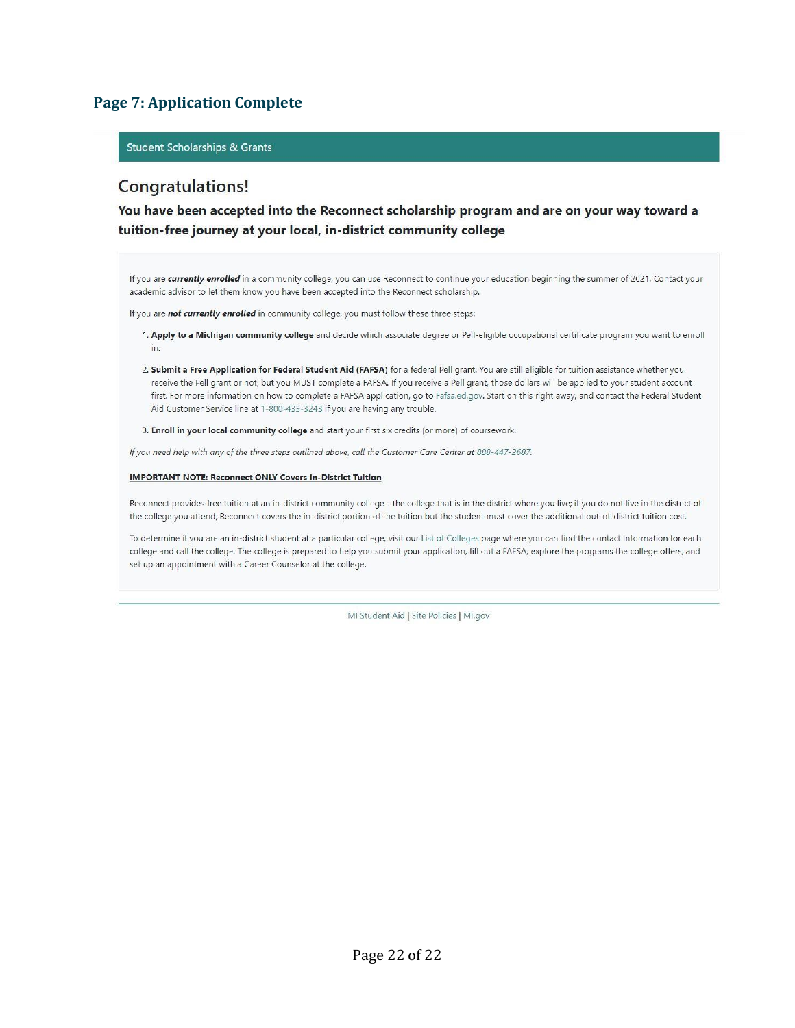## Page 7: Application Complete

Student Scholarships & Grants

# Congratulations!

### You have been accepted into the Reconnect scholarship program and are on your way toward a tuition-free journey at your local, in-district community college

If you are ***currently enrolled*** in a community college, you can use Reconnect to continue your education beginning the summer of 2021. Contact your academic advisor to let them know you have been accepted into the Reconnect scholarship.

If you are ***not currently enrolled*** in community college, you must follow these three steps:

1. **Apply to a Michigan community college** and decide which associate degree or Pell-eligible occupational certificate program you want to enroll in.
2. **Submit a Free Application for Federal Student Aid (FAFSA)** for a federal Pell grant. You are still eligible for tuition assistance whether you receive the Pell grant or not, but you MUST complete a FAFSA. If you receive a Pell grant, those dollars will be applied to your student account first. For more information on how to complete a FAFSA application, go to Fafsa.ed.gov. Start on this right away, and contact the Federal Student Aid Customer Service line at 1-800-433-3243 if you are having any trouble.
3. **Enroll in your local community college** and start your first six credits (or more) of coursework.

*If you need help with any of the three steps outlined above, call the Customer Care Center at 888-447-2687.*

**IMPORTANT NOTE: Reconnect ONLY Covers In-District Tuition**

Reconnect provides free tuition at an in-district community college - the college that is in the district where you live; if you do not live in the district of the college you attend, Reconnect covers the in-district portion of the tuition but the student must cover the additional out-of-district tuition cost.

To determine if you are an in-district student at a particular college, visit our List of Colleges page where you can find the contact information for each college and call the college. The college is prepared to help you submit your application, fill out a FAFSA, explore the programs the college offers, and set up an appointment with a Career Counselor at the college.

MI Student Aid | Site Policies | MI.gov